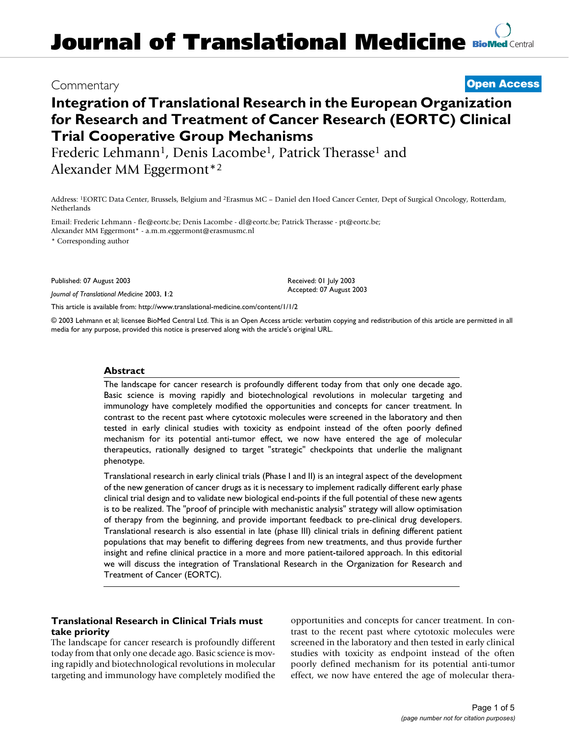# Journal of Translational Medicine

Commentary

**Open Access**

## Integration of Translational Research in the European Organization for Research and Treatment of Cancer Research (EORTC) Clinical Trial Cooperative Group Mechanisms

Frederic Lehmann[1], Denis Lacombe[1], Patrick Therasse[1] and Alexander MM Eggermont*[2]

Address: [1]EORTC Data Center, Brussels, Belgium and [2]Erasmus MC – Daniel den Hoed Cancer Center, Dept of Surgical Oncology, Rotterdam, Netherlands

Email: Frederic Lehmann - fle@eortc.be; Denis Lacombe - dl@eortc.be; Patrick Therasse - pt@eortc.be; Alexander MM Eggermont* - a.m.m.eggermont@erasmusmc.nl

* Corresponding author

Published: 07 August 2003

*Journal of Translational Medicine* 2003, **1**:2

Received: 01 July 2003

Accepted: 07 August 2003

This article is available from: http://www.translational-medicine.com/content/1/1/2

© 2003 Lehmann et al; licensee BioMed Central Ltd. This is an Open Access article: verbatim copying and redistribution of this article are permitted in all media for any purpose, provided this notice is preserved along with the article's original URL.

### Abstract

The landscape for cancer research is profoundly different today from that only one decade ago. Basic science is moving rapidly and biotechnological revolutions in molecular targeting and immunology have completely modified the opportunities and concepts for cancer treatment. In contrast to the recent past where cytotoxic molecules were screened in the laboratory and then tested in early clinical studies with toxicity as endpoint instead of the often poorly defined mechanism for its potential anti-tumor effect, we now have entered the age of molecular therapeutics, rationally designed to target "strategic" checkpoints that underlie the malignant phenotype.

Translational research in early clinical trials (Phase I and II) is an integral aspect of the development of the new generation of cancer drugs as it is necessary to implement radically different early phase clinical trial design and to validate new biological end-points if the full potential of these new agents is to be realized. The "proof of principle with mechanistic analysis" strategy will allow optimisation of therapy from the beginning, and provide important feedback to pre-clinical drug developers. Translational research is also essential in late (phase III) clinical trials in defining different patient populations that may benefit to differing degrees from new treatments, and thus provide further insight and refine clinical practice in a more and more patient-tailored approach. In this editorial we will discuss the integration of Translational Research in the Organization for Research and Treatment of Cancer (EORTC).

### Translational Research in Clinical Trials must take priority

The landscape for cancer research is profoundly different today from that only one decade ago. Basic science is moving rapidly and biotechnological revolutions in molecular targeting and immunology have completely modified the opportunities and concepts for cancer treatment. In contrast to the recent past where cytotoxic molecules were screened in the laboratory and then tested in early clinical studies with toxicity as endpoint instead of the often poorly defined mechanism for its potential anti-tumor effect, we now have entered the age of molecular thera-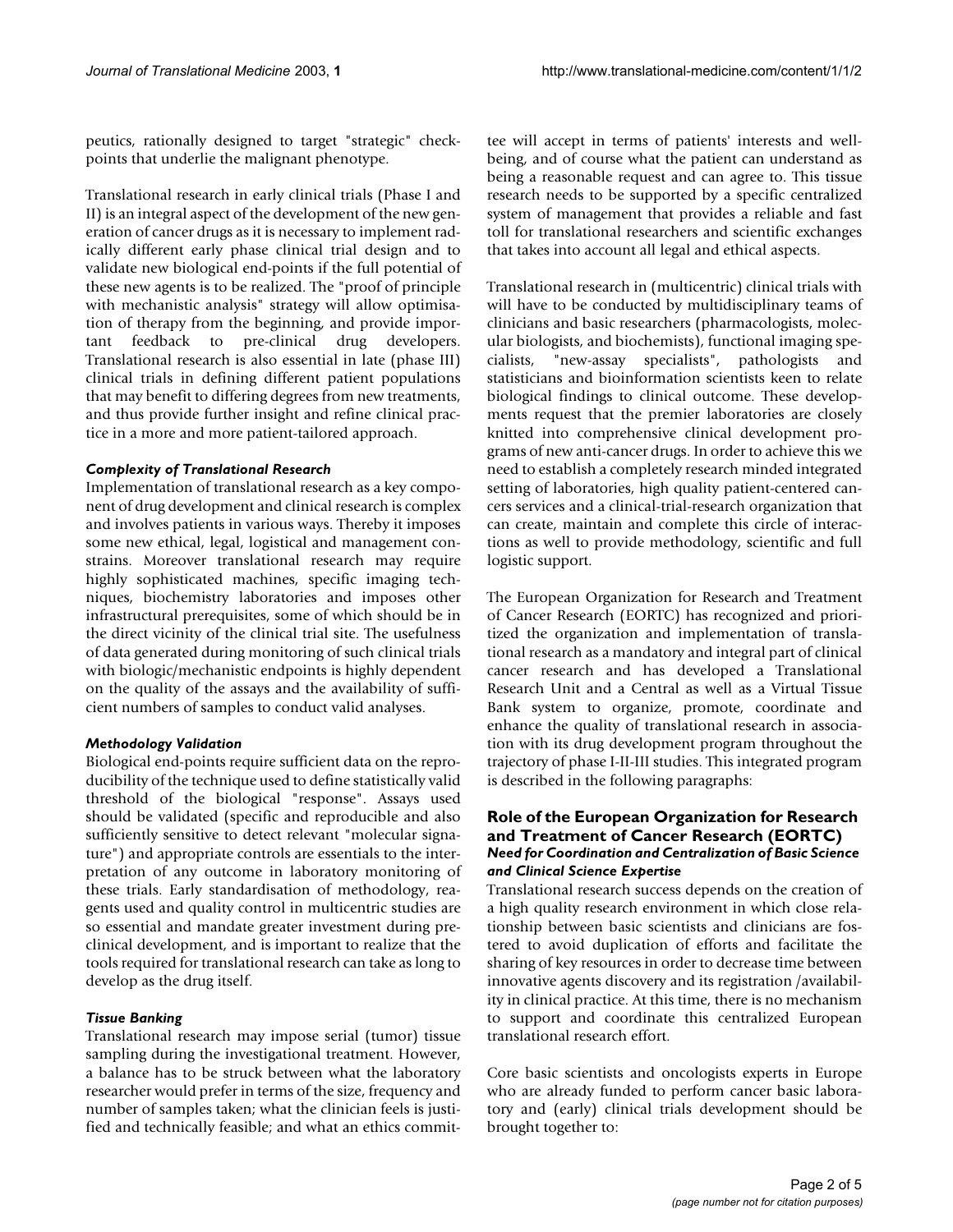peutics, rationally designed to target "strategic" checkpoints that underlie the malignant phenotype.

Translational research in early clinical trials (Phase I and II) is an integral aspect of the development of the new generation of cancer drugs as it is necessary to implement radically different early phase clinical trial design and to validate new biological end-points if the full potential of these new agents is to be realized. The "proof of principle with mechanistic analysis" strategy will allow optimisation of therapy from the beginning, and provide important feedback to pre-clinical drug developers. Translational research is also essential in late (phase III) clinical trials in defining different patient populations that may benefit to differing degrees from new treatments, and thus provide further insight and refine clinical practice in a more and more patient-tailored approach.

### *Complexity of Translational Research*

Implementation of translational research as a key component of drug development and clinical research is complex and involves patients in various ways. Thereby it imposes some new ethical, legal, logistical and management constrains. Moreover translational research may require highly sophisticated machines, specific imaging techniques, biochemistry laboratories and imposes other infrastructural prerequisites, some of which should be in the direct vicinity of the clinical trial site. The usefulness of data generated during monitoring of such clinical trials with biologic/mechanistic endpoints is highly dependent on the quality of the assays and the availability of sufficient numbers of samples to conduct valid analyses.

### *Methodology Validation*

Biological end-points require sufficient data on the reproducibility of the technique used to define statistically valid threshold of the biological "response". Assays used should be validated (specific and reproducible and also sufficiently sensitive to detect relevant "molecular signature") and appropriate controls are essentials to the interpretation of any outcome in laboratory monitoring of these trials. Early standardisation of methodology, reagents used and quality control in multicentric studies are so essential and mandate greater investment during preclinical development, and is important to realize that the tools required for translational research can take as long to develop as the drug itself.

### *Tissue Banking*

Translational research may impose serial (tumor) tissue sampling during the investigational treatment. However, a balance has to be struck between what the laboratory researcher would prefer in terms of the size, frequency and number of samples taken; what the clinician feels is justified and technically feasible; and what an ethics committee will accept in terms of patients' interests and wellbeing, and of course what the patient can understand as being a reasonable request and can agree to. This tissue research needs to be supported by a specific centralized system of management that provides a reliable and fast toll for translational researchers and scientific exchanges that takes into account all legal and ethical aspects.

Translational research in (multicentric) clinical trials with will have to be conducted by multidisciplinary teams of clinicians and basic researchers (pharmacologists, molecular biologists, and biochemists), functional imaging specialists, "new-assay specialists", pathologists and statisticians and bioinformation scientists keen to relate biological findings to clinical outcome. These developments request that the premier laboratories are closely knitted into comprehensive clinical development programs of new anti-cancer drugs. In order to achieve this we need to establish a completely research minded integrated setting of laboratories, high quality patient-centered cancers services and a clinical-trial-research organization that can create, maintain and complete this circle of interactions as well to provide methodology, scientific and full logistic support.

The European Organization for Research and Treatment of Cancer Research (EORTC) has recognized and prioritized the organization and implementation of translational research as a mandatory and integral part of clinical cancer research and has developed a Translational Research Unit and a Central as well as a Virtual Tissue Bank system to organize, promote, coordinate and enhance the quality of translational research in association with its drug development program throughout the trajectory of phase I-II-III studies. This integrated program is described in the following paragraphs:

## Role of the European Organization for Research and Treatment of Cancer Research (EORTC)

### *Need for Coordination and Centralization of Basic Science and Clinical Science Expertise*

Translational research success depends on the creation of a high quality research environment in which close relationship between basic scientists and clinicians are fostered to avoid duplication of efforts and facilitate the sharing of key resources in order to decrease time between innovative agents discovery and its registration /availability in clinical practice. At this time, there is no mechanism to support and coordinate this centralized European translational research effort.

Core basic scientists and oncologists experts in Europe who are already funded to perform cancer basic laboratory and (early) clinical trials development should be brought together to: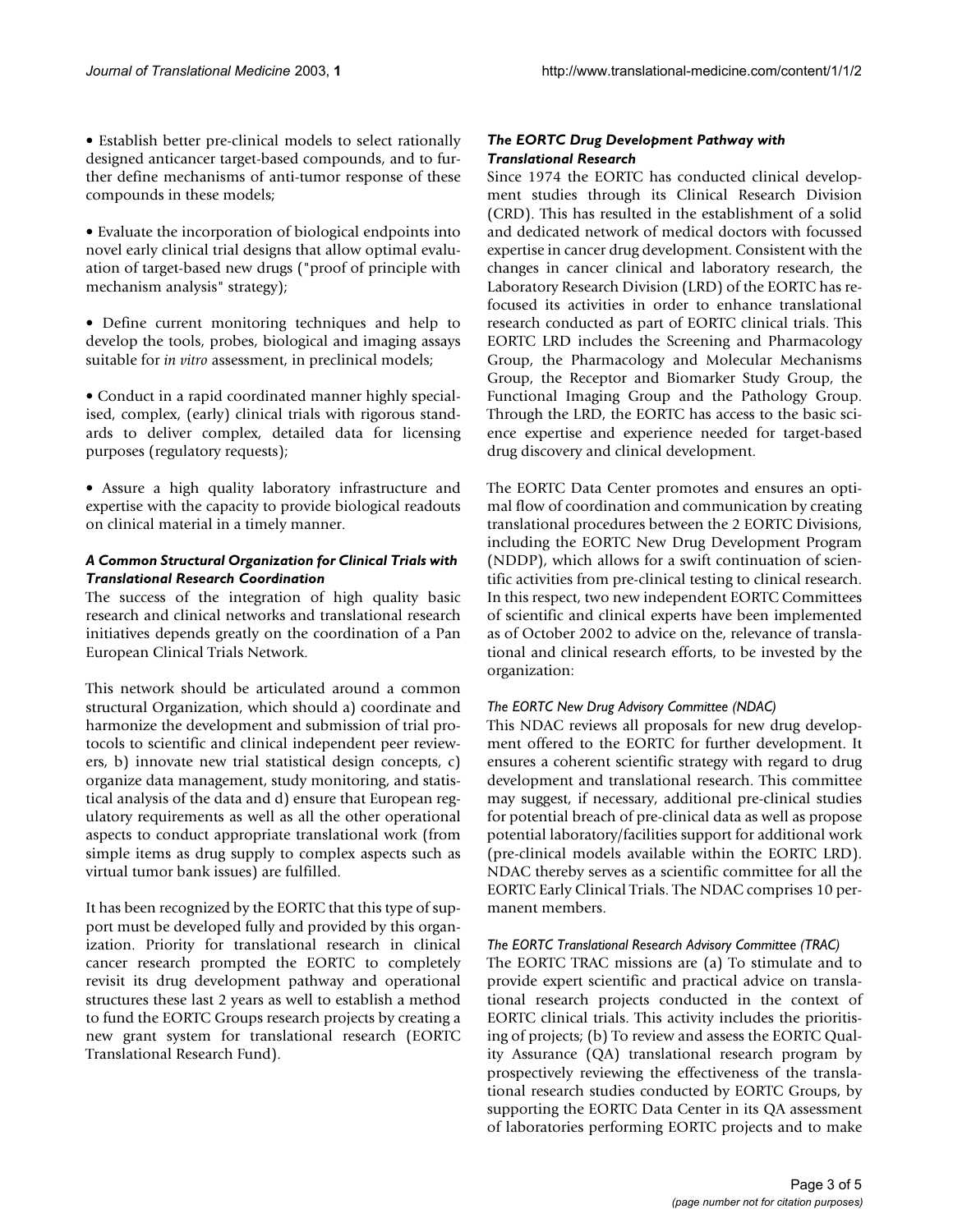- Establish better pre-clinical models to select rationally designed anticancer target-based compounds, and to further define mechanisms of anti-tumor response of these compounds in these models;

- Evaluate the incorporation of biological endpoints into novel early clinical trial designs that allow optimal evaluation of target-based new drugs ("proof of principle with mechanism analysis" strategy);

- Define current monitoring techniques and help to develop the tools, probes, biological and imaging assays suitable for *in vitro* assessment, in preclinical models;

- Conduct in a rapid coordinated manner highly specialised, complex, (early) clinical trials with rigorous standards to deliver complex, detailed data for licensing purposes (regulatory requests);

- Assure a high quality laboratory infrastructure and expertise with the capacity to provide biological readouts on clinical material in a timely manner.

### *A Common Structural Organization for Clinical Trials with Translational Research Coordination*

The success of the integration of high quality basic research and clinical networks and translational research initiatives depends greatly on the coordination of a Pan European Clinical Trials Network.

This network should be articulated around a common structural Organization, which should a) coordinate and harmonize the development and submission of trial protocols to scientific and clinical independent peer reviewers, b) innovate new trial statistical design concepts, c) organize data management, study monitoring, and statistical analysis of the data and d) ensure that European regulatory requirements as well as all the other operational aspects to conduct appropriate translational work (from simple items as drug supply to complex aspects such as virtual tumor bank issues) are fulfilled.

It has been recognized by the EORTC that this type of support must be developed fully and provided by this organization. Priority for translational research in clinical cancer research prompted the EORTC to completely revisit its drug development pathway and operational structures these last 2 years as well to establish a method to fund the EORTC Groups research projects by creating a new grant system for translational research (EORTC Translational Research Fund).

### *The EORTC Drug Development Pathway with Translational Research*

Since 1974 the EORTC has conducted clinical development studies through its Clinical Research Division (CRD). This has resulted in the establishment of a solid and dedicated network of medical doctors with focussed expertise in cancer drug development. Consistent with the changes in cancer clinical and laboratory research, the Laboratory Research Division (LRD) of the EORTC has refocused its activities in order to enhance translational research conducted as part of EORTC clinical trials. This EORTC LRD includes the Screening and Pharmacology Group, the Pharmacology and Molecular Mechanisms Group, the Receptor and Biomarker Study Group, the Functional Imaging Group and the Pathology Group. Through the LRD, the EORTC has access to the basic science expertise and experience needed for target-based drug discovery and clinical development.

The EORTC Data Center promotes and ensures an optimal flow of coordination and communication by creating translational procedures between the 2 EORTC Divisions, including the EORTC New Drug Development Program (NDDP), which allows for a swift continuation of scientific activities from pre-clinical testing to clinical research. In this respect, two new independent EORTC Committees of scientific and clinical experts have been implemented as of October 2002 to advice on the, relevance of translational and clinical research efforts, to be invested by the organization:

#### *The EORTC New Drug Advisory Committee (NDAC)*

This NDAC reviews all proposals for new drug development offered to the EORTC for further development. It ensures a coherent scientific strategy with regard to drug development and translational research. This committee may suggest, if necessary, additional pre-clinical studies for potential breach of pre-clinical data as well as propose potential laboratory/facilities support for additional work (pre-clinical models available within the EORTC LRD). NDAC thereby serves as a scientific committee for all the EORTC Early Clinical Trials. The NDAC comprises 10 permanent members.

#### *The EORTC Translational Research Advisory Committee (TRAC)*

The EORTC TRAC missions are (a) To stimulate and to provide expert scientific and practical advice on translational research projects conducted in the context of EORTC clinical trials. This activity includes the prioritising of projects; (b) To review and assess the EORTC Quality Assurance (QA) translational research program by prospectively reviewing the effectiveness of the translational research studies conducted by EORTC Groups, by supporting the EORTC Data Center in its QA assessment of laboratories performing EORTC projects and to make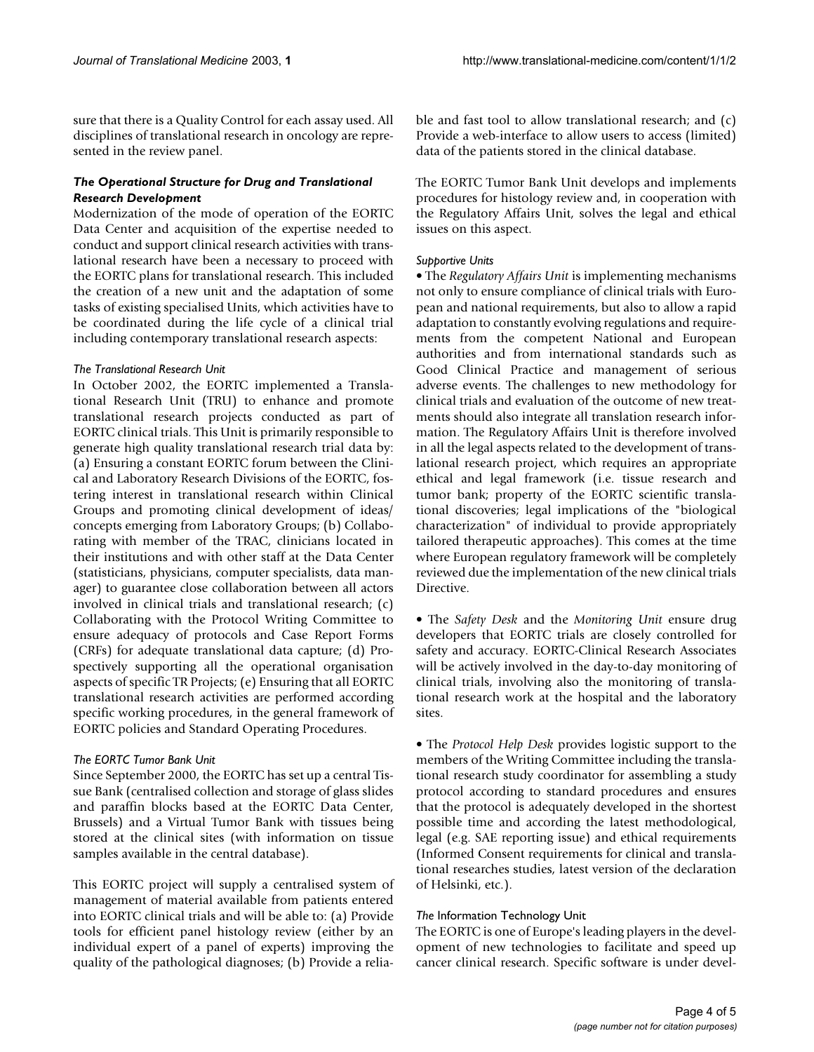sure that there is a Quality Control for each assay used. All disciplines of translational research in oncology are represented in the review panel.

### *The Operational Structure for Drug and Translational Research Development*

Modernization of the mode of operation of the EORTC Data Center and acquisition of the expertise needed to conduct and support clinical research activities with translational research have been a necessary to proceed with the EORTC plans for translational research. This included the creation of a new unit and the adaptation of some tasks of existing specialised Units, which activities have to be coordinated during the life cycle of a clinical trial including contemporary translational research aspects:

#### *The Translational Research Unit*

In October 2002, the EORTC implemented a Translational Research Unit (TRU) to enhance and promote translational research projects conducted as part of EORTC clinical trials. This Unit is primarily responsible to generate high quality translational research trial data by: (a) Ensuring a constant EORTC forum between the Clinical and Laboratory Research Divisions of the EORTC, fostering interest in translational research within Clinical Groups and promoting clinical development of ideas/ concepts emerging from Laboratory Groups; (b) Collaborating with member of the TRAC, clinicians located in their institutions and with other staff at the Data Center (statisticians, physicians, computer specialists, data manager) to guarantee close collaboration between all actors involved in clinical trials and translational research; (c) Collaborating with the Protocol Writing Committee to ensure adequacy of protocols and Case Report Forms (CRFs) for adequate translational data capture; (d) Prospectively supporting all the operational organisation aspects of specific TR Projects; (e) Ensuring that all EORTC translational research activities are performed according specific working procedures, in the general framework of EORTC policies and Standard Operating Procedures.

#### *The EORTC Tumor Bank Unit*

Since September 2000, the EORTC has set up a central Tissue Bank (centralised collection and storage of glass slides and paraffin blocks based at the EORTC Data Center, Brussels) and a Virtual Tumor Bank with tissues being stored at the clinical sites (with information on tissue samples available in the central database).

This EORTC project will supply a centralised system of management of material available from patients entered into EORTC clinical trials and will be able to: (a) Provide tools for efficient panel histology review (either by an individual expert of a panel of experts) improving the quality of the pathological diagnoses; (b) Provide a reliable and fast tool to allow translational research; and (c) Provide a web-interface to allow users to access (limited) data of the patients stored in the clinical database.

The EORTC Tumor Bank Unit develops and implements procedures for histology review and, in cooperation with the Regulatory Affairs Unit, solves the legal and ethical issues on this aspect.

#### *Supportive Units*

• The *Regulatory Affairs Unit* is implementing mechanisms not only to ensure compliance of clinical trials with European and national requirements, but also to allow a rapid adaptation to constantly evolving regulations and requirements from the competent National and European authorities and from international standards such as Good Clinical Practice and management of serious adverse events. The challenges to new methodology for clinical trials and evaluation of the outcome of new treatments should also integrate all translation research information. The Regulatory Affairs Unit is therefore involved in all the legal aspects related to the development of translational research project, which requires an appropriate ethical and legal framework (i.e. tissue research and tumor bank; property of the EORTC scientific translational discoveries; legal implications of the "biological characterization" of individual to provide appropriately tailored therapeutic approaches). This comes at the time where European regulatory framework will be completely reviewed due the implementation of the new clinical trials Directive.

• The *Safety Desk* and the *Monitoring Unit* ensure drug developers that EORTC trials are closely controlled for safety and accuracy. EORTC-Clinical Research Associates will be actively involved in the day-to-day monitoring of clinical trials, involving also the monitoring of translational research work at the hospital and the laboratory sites.

• The *Protocol Help Desk* provides logistic support to the members of the Writing Committee including the translational research study coordinator for assembling a study protocol according to standard procedures and ensures that the protocol is adequately developed in the shortest possible time and according the latest methodological, legal (e.g. SAE reporting issue) and ethical requirements (Informed Consent requirements for clinical and translational researches studies, latest version of the declaration of Helsinki, etc.).

#### *The* Information Technology Unit

The EORTC is one of Europe's leading players in the development of new technologies to facilitate and speed up cancer clinical research. Specific software is under devel-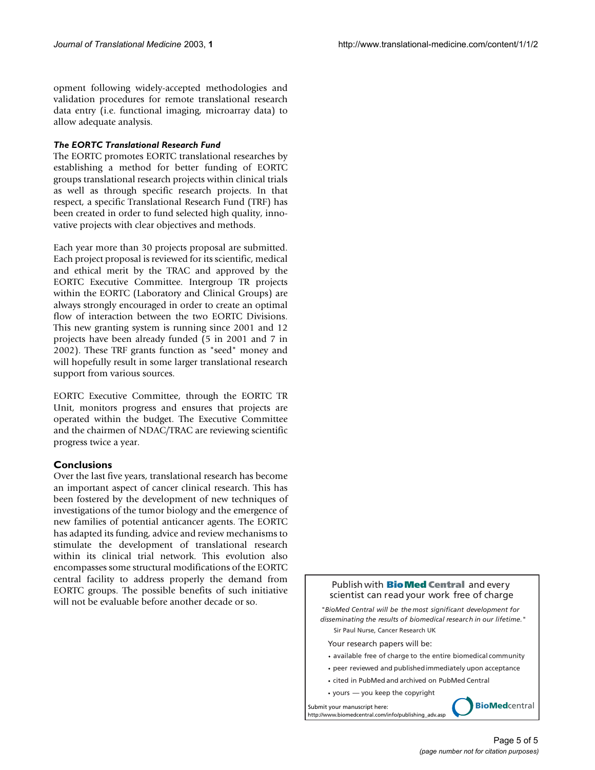opment following widely-accepted methodologies and validation procedures for remote translational research data entry (i.e. functional imaging, microarray data) to allow adequate analysis.

### *The EORTC Translational Research Fund*

The EORTC promotes EORTC translational researches by establishing a method for better funding of EORTC groups translational research projects within clinical trials as well as through specific research projects. In that respect, a specific Translational Research Fund (TRF) has been created in order to fund selected high quality, innovative projects with clear objectives and methods.

Each year more than 30 projects proposal are submitted. Each project proposal is reviewed for its scientific, medical and ethical merit by the TRAC and approved by the EORTC Executive Committee. Intergroup TR projects within the EORTC (Laboratory and Clinical Groups) are always strongly encouraged in order to create an optimal flow of interaction between the two EORTC Divisions. This new granting system is running since 2001 and 12 projects have been already funded (5 in 2001 and 7 in 2002). These TRF grants function as "seed" money and will hopefully result in some larger translational research support from various sources.

EORTC Executive Committee, through the EORTC TR Unit, monitors progress and ensures that projects are operated within the budget. The Executive Committee and the chairmen of NDAC/TRAC are reviewing scientific progress twice a year.

## Conclusions

Over the last five years, translational research has become an important aspect of cancer clinical research. This has been fostered by the development of new techniques of investigations of the tumor biology and the emergence of new families of potential anticancer agents. The EORTC has adapted its funding, advice and review mechanisms to stimulate the development of translational research within its clinical trial network. This evolution also encompasses some structural modifications of the EORTC central facility to address properly the demand from EORTC groups. The possible benefits of such initiative will not be evaluable before another decade or so.

Publish with **BioMed Central** and every scientist can read your work free of charge

*"BioMed Central will be the most significant development for disseminating the results of biomedical research in our lifetime."*
Sir Paul Nurse, Cancer Research UK

Your research papers will be:

- available free of charge to the entire biomedical community
- peer reviewed and published immediately upon acceptance
- cited in PubMed and archived on PubMed Central
- yours — you keep the copyright

Submit your manuscript here:
http://www.biomedcentral.com/info/publishing_adv.asp

**BioMed**central